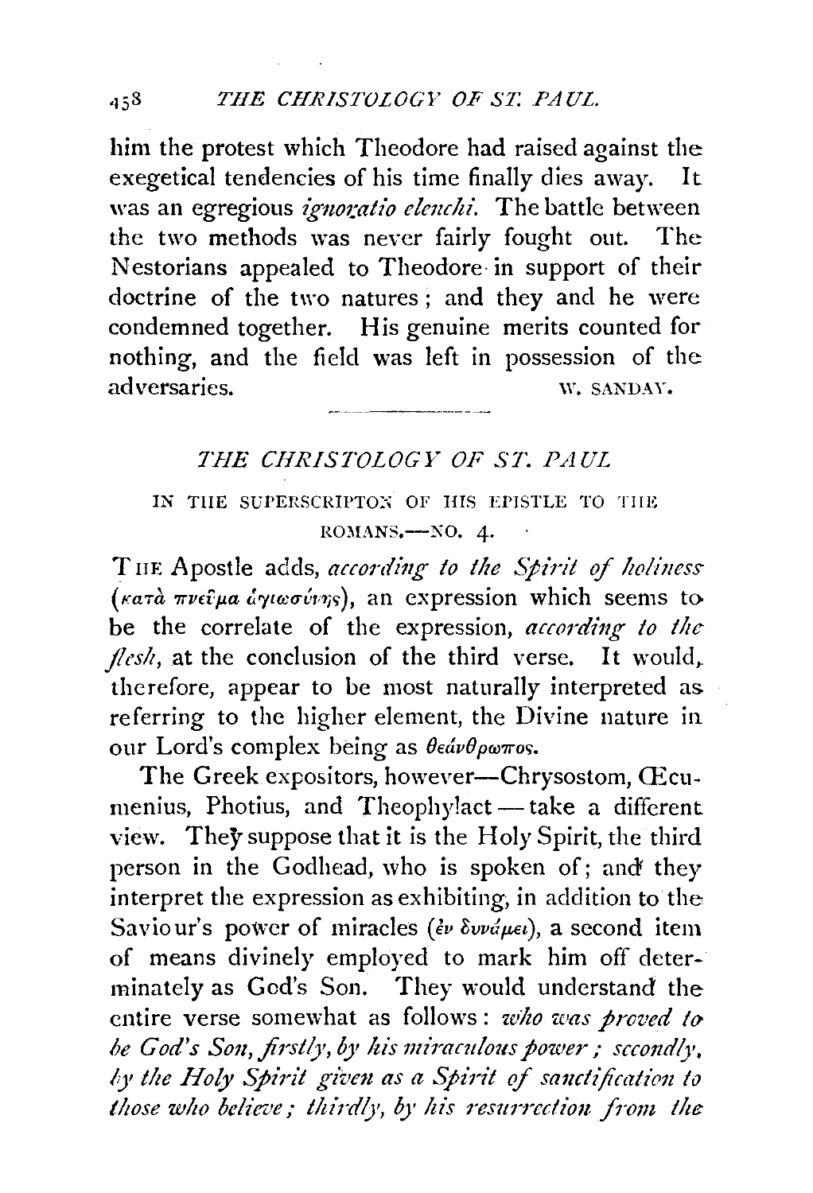him the protest which Theodore had raised against the exegetical tendencies of his time finally dies away. It was an egregious *ignoratio elenchi.* The battle between the two methods was never fairly fought out. The Nestorians appealed to Theodore in support of their doctrine of the two natures; and they and he were condemned together. His genuine merits counted for nothing, and the field was left in possession of the adversaries.

W. SANDAY.

---

## *THE CHRISTOLOGY OF ST. PAUL*

### IN THE SUPERSCRIPTON OF HIS EPISTLE TO THE ROMANS.—NO. 4.

THE Apostle adds, *according to the Spirit of holiness* (κατὰ πνεῦμα ἁγιωσύνης), an expression which seems to be the correlate of the expression, *according to the flesh,* at the conclusion of the third verse. It would, therefore, appear to be most naturally interpreted as referring to the higher element, the Divine nature in our Lord's complex being as θεάνθρωπος.

The Greek expositors, however—Chrysostom, Œcumenius, Photius, and Theophylact — take a different view. They suppose that it is the Holy Spirit, the third person in the Godhead, who is spoken of; and they interpret the expression as exhibiting, in addition to the Saviour's power of miracles (ἐν δυνάμει), a second item of means divinely employed to mark him off determinately as God's Son. They would understand the entire verse somewhat as follows: *who was proved to be God's Son, firstly, by his miraculous power; secondly, by the Holy Spirit given as a Spirit of sanctification to those who believe; thirdly, by his resurrection from the*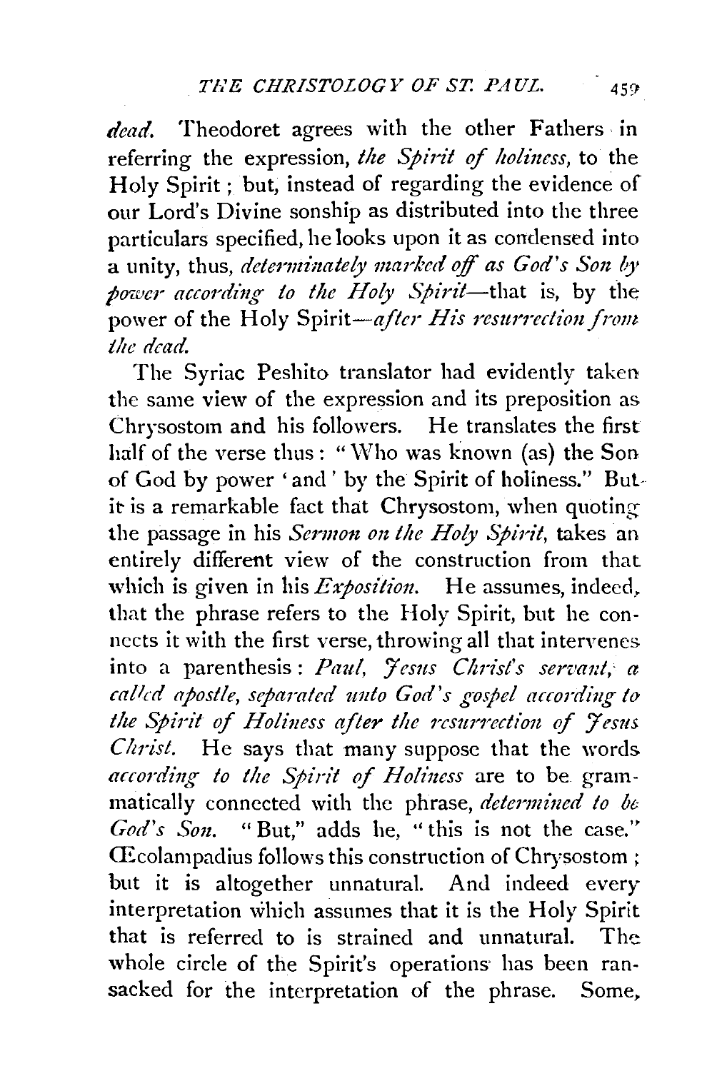*dead.* Theodoret agrees with the other Fathers in referring the expression, *the Spirit of holiness,* to the Holy Spirit; but, instead of regarding the evidence of our Lord's Divine sonship as distributed into the three particulars specified, he looks upon it as condensed into a unity, thus, *determinately marked off as God's Son by power according to the Holy Spirit*—that is, by the power of the Holy Spirit—*after His resurrection from the dead.*

The Syriac Peshito translator had evidently taken the same view of the expression and its preposition as Chrysostom and his followers. He translates the first half of the verse thus: "Who was known (as) the Son of God by power 'and' by the Spirit of holiness." But it is a remarkable fact that Chrysostom, when quoting the passage in his *Sermon on the Holy Spirit,* takes an entirely different view of the construction from that which is given in his *Exposition.* He assumes, indeed, that the phrase refers to the Holy Spirit, but he connects it with the first verse, throwing all that intervenes into a parenthesis: *Paul, Jesus Christ's servant, a called apostle, separated unto God's gospel according to the Spirit of Holiness after the resurrection of Jesus Christ.* He says that many suppose that the words *according to the Spirit of Holiness* are to be grammatically connected with the phrase, *determined to be God's Son.* "But," adds he, "this is not the case." Œcolampadius follows this construction of Chrysostom; but it is altogether unnatural. And indeed every interpretation which assumes that it is the Holy Spirit that is referred to is strained and unnatural. The whole circle of the Spirit's operations has been ransacked for the interpretation of the phrase. Some,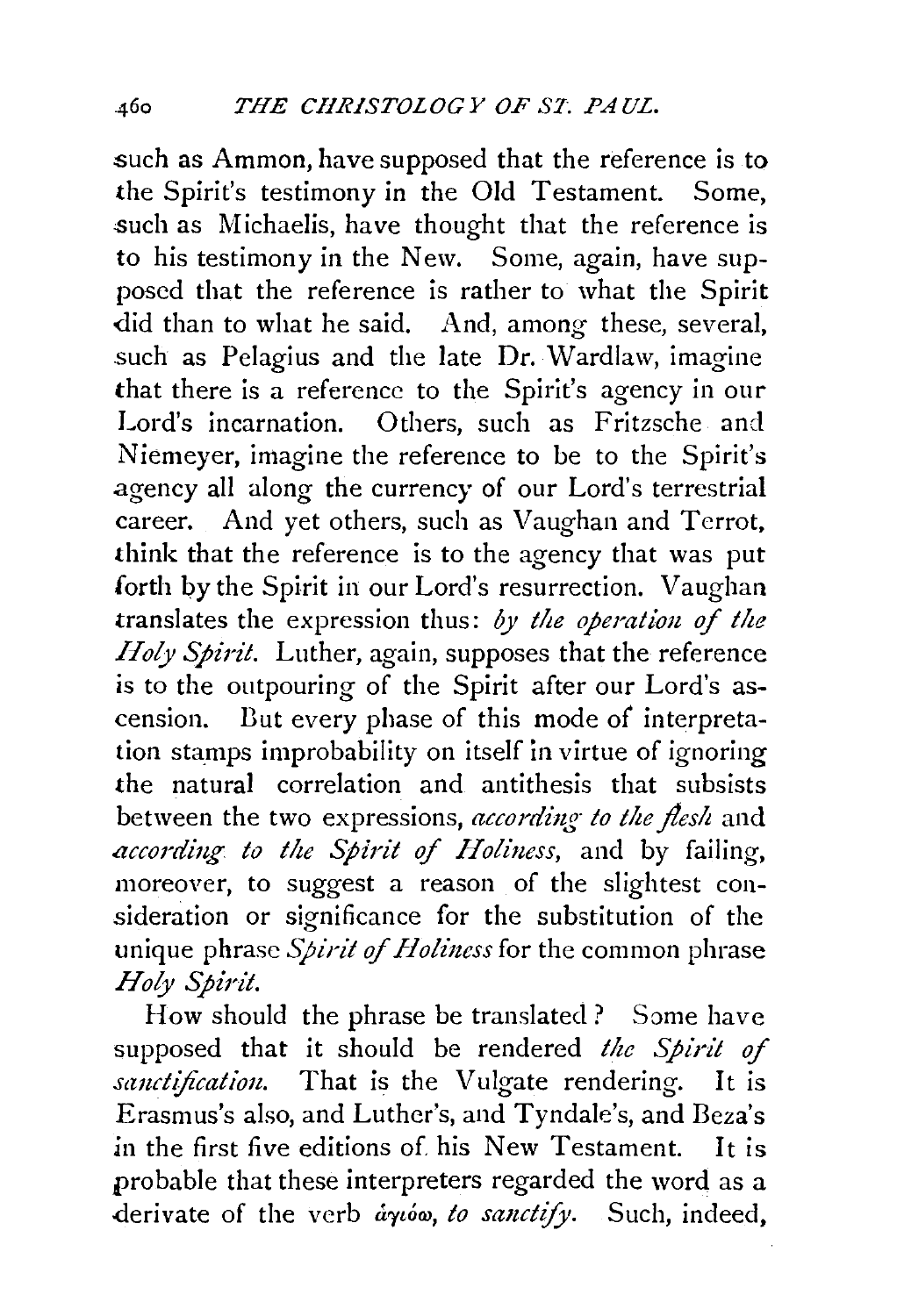such as Ammon, have supposed that the reference is to the Spirit's testimony in the Old Testament. Some, such as Michaelis, have thought that the reference is to his testimony in the New. Some, again, have supposed that the reference is rather to what the Spirit did than to what he said. And, among these, several, such as Pelagius and the late Dr. Wardlaw, imagine that there is a reference to the Spirit's agency in our Lord's incarnation. Others, such as Fritzsche and Niemeyer, imagine the reference to be to the Spirit's agency all along the currency of our Lord's terrestrial career. And yet others, such as Vaughan and Terrot, think that the reference is to the agency that was put forth by the Spirit in our Lord's resurrection. Vaughan translates the expression thus: *by the operation of the Holy Spirit.* Luther, again, supposes that the reference is to the outpouring of the Spirit after our Lord's ascension. But every phase of this mode of interpretation stamps improbability on itself in virtue of ignoring the natural correlation and antithesis that subsists between the two expressions, *according to the flesh* and *according to the Spirit of Holiness,* and by failing, moreover, to suggest a reason of the slightest consideration or significance for the substitution of the unique phrase *Spirit of Holiness* for the common phrase *Holy Spirit.*

How should the phrase be translated? Some have supposed that it should be rendered *the Spirit of sanctification.* That is the Vulgate rendering. It is Erasmus's also, and Luther's, and Tyndale's, and Beza's in the first five editions of his New Testament. It is probable that these interpreters regarded the word as a derivate of the verb *ἁγιόω, to sanctify.* Such, indeed,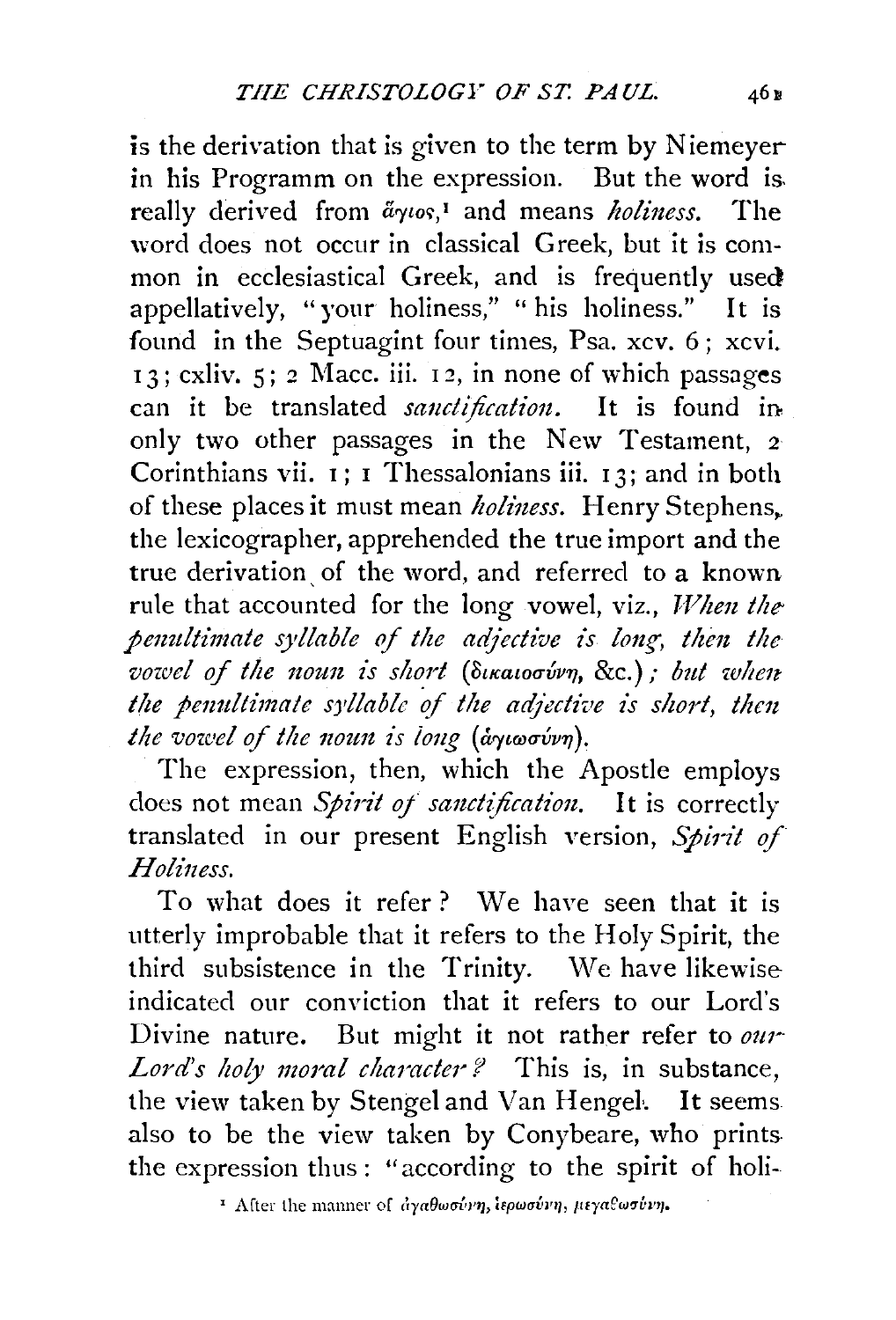is the derivation that is given to the term by Niemeyer in his Programm on the expression. But the word is really derived from ἅγιος,[1] and means *holiness*. The word does not occur in classical Greek, but it is common in ecclesiastical Greek, and is frequently used appellatively, "your holiness," "his holiness." It is found in the Septuagint four times, Psa. xcv. 6; xcvi. 13; cxliv. 5; 2 Macc. iii. 12, in none of which passages can it be translated *sanctification*. It is found in only two other passages in the New Testament, 2 Corinthians vii. 1; 1 Thessalonians iii. 13; and in both of these places it must mean *holiness*. Henry Stephens, the lexicographer, apprehended the true import and the true derivation of the word, and referred to a known rule that accounted for the long vowel, viz., *When the penultimate syllable of the adjective is long, then the vowel of the noun is short* (δικαιοσύνη, &c.); *but when the penultimate syllable of the adjective is short, then the vowel of the noun is long* (ἁγιωσύνη).

The expression, then, which the Apostle employs does not mean *Spirit of sanctification*. It is correctly translated in our present English version, *Spirit of Holiness*.

To what does it refer? We have seen that it is utterly improbable that it refers to the Holy Spirit, the third subsistence in the Trinity. We have likewise indicated our conviction that it refers to our Lord's Divine nature. But might it not rather refer to *our Lord's holy moral character?* This is, in substance, the view taken by Stengel and Van Hengel. It seems also to be the view taken by Conybeare, who prints the expression thus: "according to the spirit of holi-

[1] After the manner of ἀγαθωσύνη, ἱερωσύνη, μεγαλωσύνη.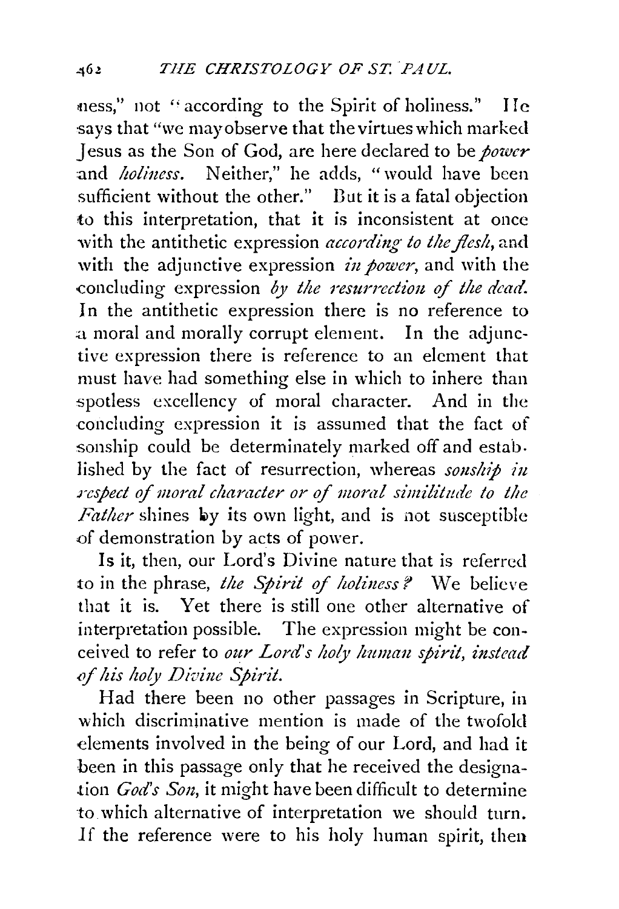ness," not "according to the Spirit of holiness." He says that "we may observe that the virtues which marked Jesus as the Son of God, are here declared to be *power* and *holiness*. Neither," he adds, "would have been sufficient without the other." But it is a fatal objection to this interpretation, that it is inconsistent at once with the antithetic expression *according to the flesh*, and with the adjunctive expression *in power*, and with the concluding expression *by the resurrection of the dead*. In the antithetic expression there is no reference to a moral and morally corrupt element. In the adjunctive expression there is reference to an element that must have had something else in which to inhere than spotless excellency of moral character. And in the concluding expression it is assumed that the fact of sonship could be determinately marked off and established by the fact of resurrection, whereas *sonship in respect of moral character or of moral similitude to the Father* shines by its own light, and is not susceptible of demonstration by acts of power.

Is it, then, our Lord's Divine nature that is referred to in the phrase, *the Spirit of holiness?* We believe that it is. Yet there is still one other alternative of interpretation possible. The expression might be conceived to refer to *our Lord's holy human spirit, instead of his holy Divine Spirit.*

Had there been no other passages in Scripture, in which discriminative mention is made of the twofold elements involved in the being of our Lord, and had it been in this passage only that he received the designation *God's Son*, it might have been difficult to determine to which alternative of interpretation we should turn. If the reference were to his holy human spirit, then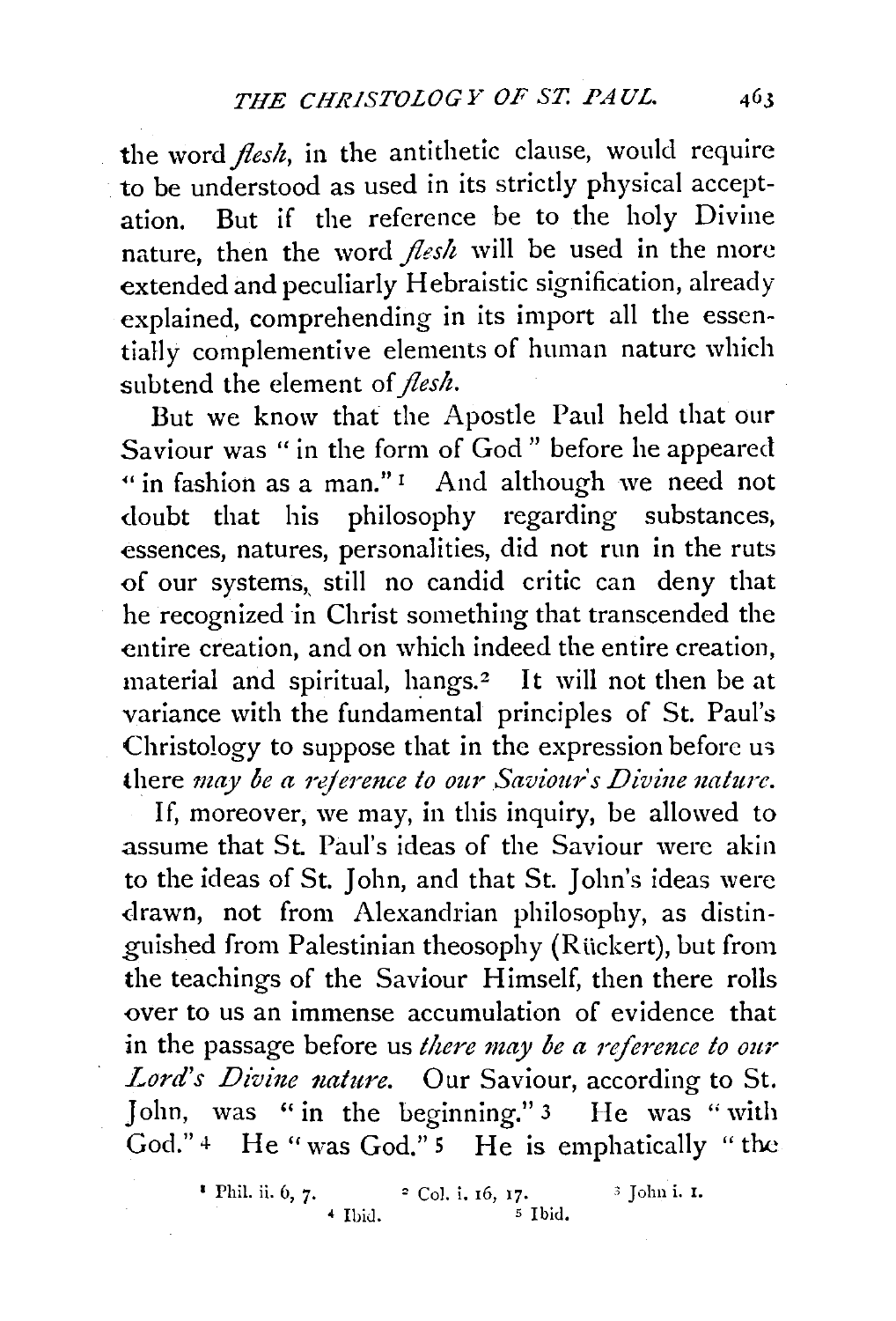the word *flesh*, in the antithetic clause, would require to be understood as used in its strictly physical acceptation. But if the reference be to the holy Divine nature, then the word *flesh* will be used in the more extended and peculiarly Hebraistic signification, already explained, comprehending in its import all the essentially complementive elements of human nature which subtend the element of *flesh*.

But we know that the Apostle Paul held that our Saviour was "in the form of God" before he appeared "in fashion as a man."[1] And although we need not doubt that his philosophy regarding substances, essences, natures, personalities, did not run in the ruts of our systems, still no candid critic can deny that he recognized in Christ something that transcended the entire creation, and on which indeed the entire creation, material and spiritual, hangs.[2] It will not then be at variance with the fundamental principles of St. Paul's Christology to suppose that in the expression before us there *may be a reference to our Saviour's Divine nature*.

If, moreover, we may, in this inquiry, be allowed to assume that St. Paul's ideas of the Saviour were akin to the ideas of St. John, and that St. John's ideas were drawn, not from Alexandrian philosophy, as distinguished from Palestinian theosophy (Rückert), but from the teachings of the Saviour Himself, then there rolls over to us an immense accumulation of evidence that in the passage before us *there may be a reference to our Lord's Divine nature*. Our Saviour, according to St. John, was "in the beginning."[3] He was "with God."[4] He "was God."[5] He is emphatically "the

[1] Phil. ii. 6, 7. [2] Col. i. 16, 17. [3] John i. 1. [4] Ibid. [5] Ibid.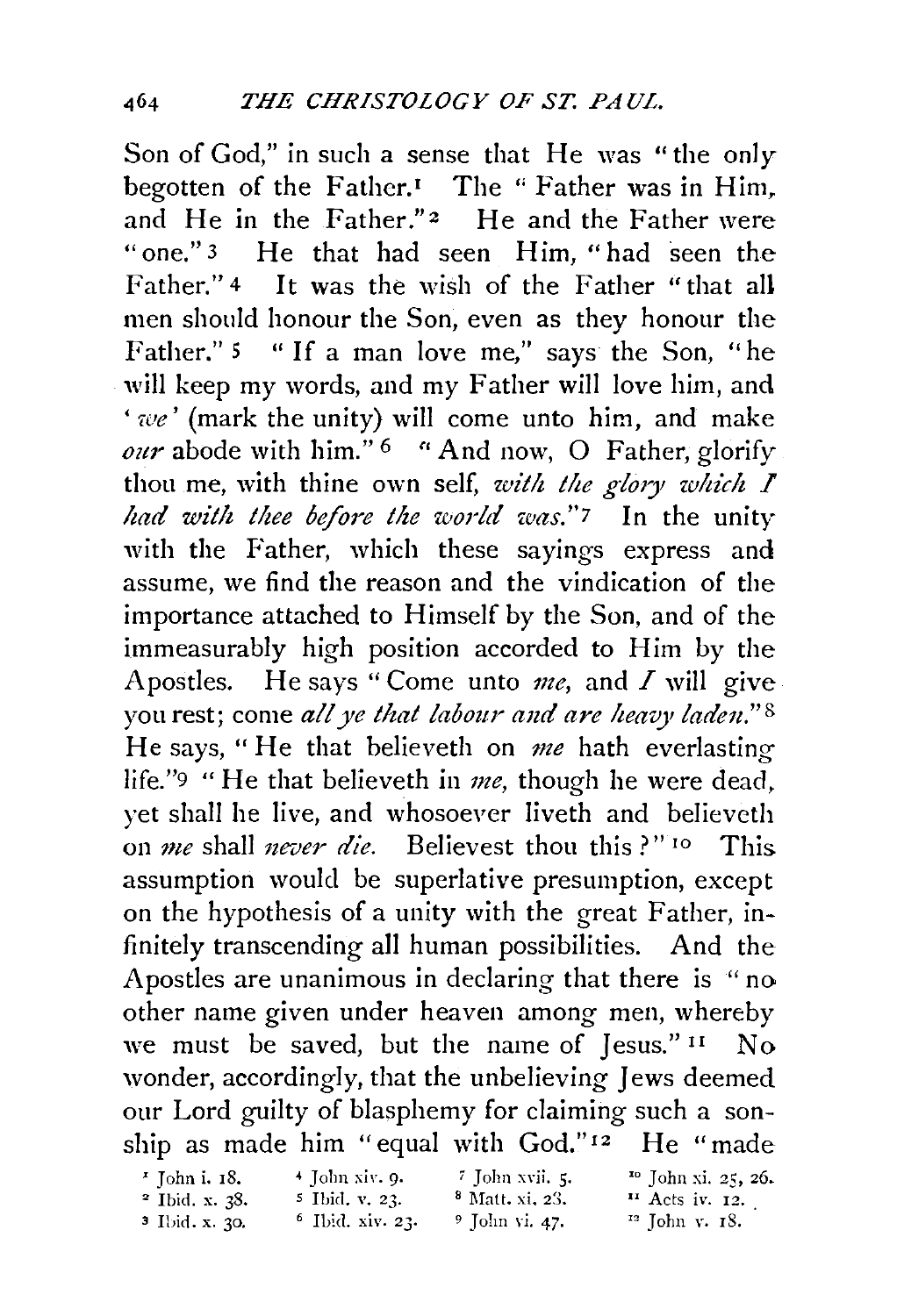Son of God," in such a sense that He was "the only begotten of the Father.[1] The "Father was in Him, and He in the Father."[2] He and the Father were "one."[3] He that had seen Him, "had seen the Father."[4] It was the wish of the Father "that all men should honour the Son, even as they honour the Father."[5] "If a man love me," says the Son, "he will keep my words, and my Father will love him, and '*we*' (mark the unity) will come unto him, and make *our* abode with him."[6] "And now, O Father, glorify thou me, with thine own self, *with the glory which I had with thee before the world was.*"[7] In the unity with the Father, which these sayings express and assume, we find the reason and the vindication of the importance attached to Himself by the Son, and of the immeasurably high position accorded to Him by the Apostles. He says "Come unto *me*, and *I* will give you rest; come *all ye that labour and are heavy laden.*"[8] He says, "He that believeth on *me* hath everlasting life."[9] "He that believeth in *me*, though he were dead, yet shall he live, and whosoever liveth and believeth on *me* shall *never die.* Believest thou this?"[10] This assumption would be superlative presumption, except on the hypothesis of a unity with the great Father, infinitely transcending all human possibilities. And the Apostles are unanimous in declaring that there is "no other name given under heaven among men, whereby we must be saved, but the name of Jesus."[11] No wonder, accordingly, that the unbelieving Jews deemed our Lord guilty of blasphemy for claiming such a sonship as made him "equal with God."[12] He "made

[1] John i. 18.
[2] Ibid. x. 38.
[3] Ibid. x. 30.
[4] John xiv. 9.
[5] Ibid. v. 23.
[6] Ibid. xiv. 23.
[7] John xvii. 5.
[8] Matt. xi. 28.
[9] John vi. 47.
[10] John xi. 25, 26.
[11] Acts iv. 12.
[12] John v. 18.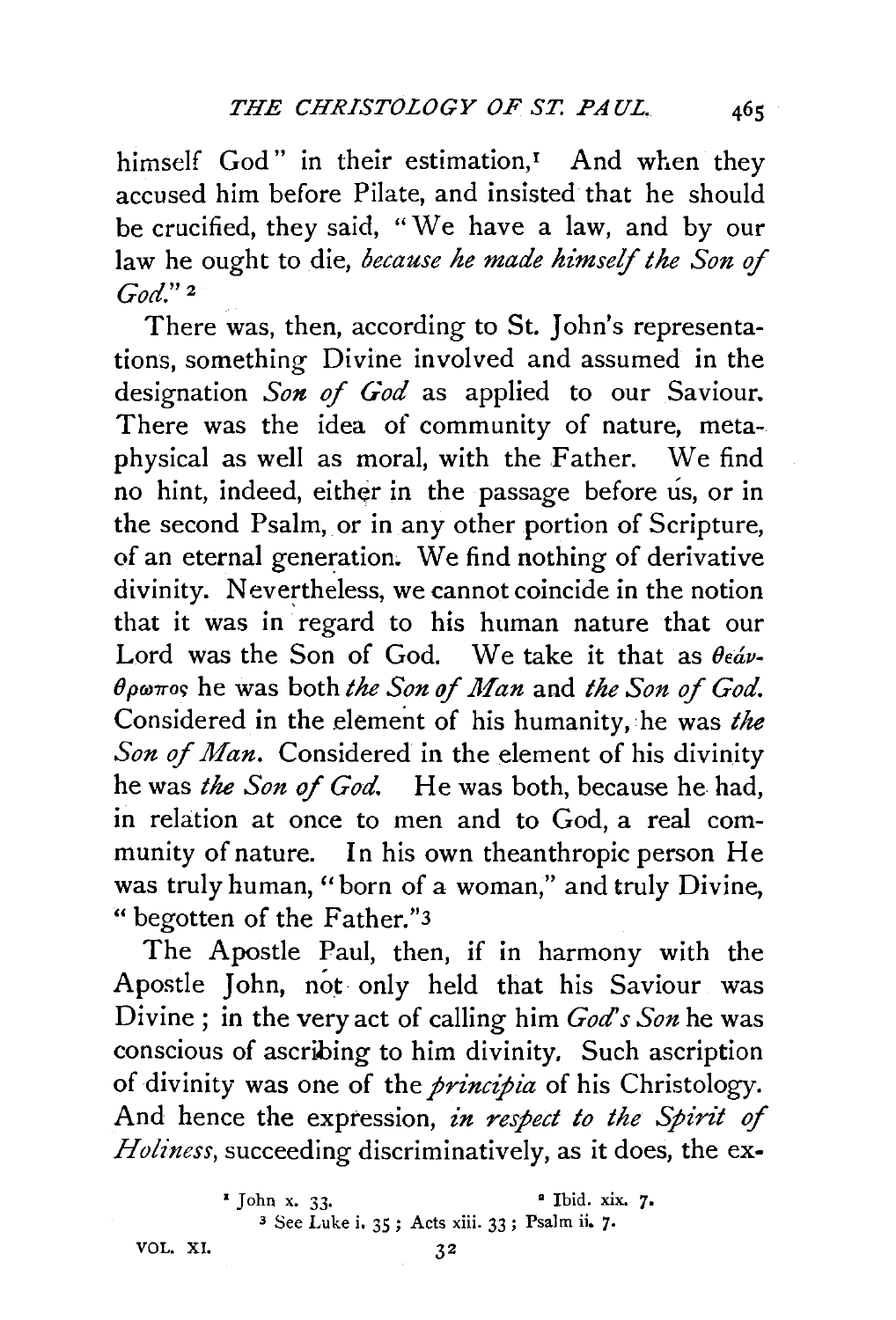himself God" in their estimation,[1] And when they accused him before Pilate, and insisted that he should be crucified, they said, "We have a law, and by our law he ought to die, *because he made himself the Son of God.*"[2]

There was, then, according to St. John's representations, something Divine involved and assumed in the designation *Son of God* as applied to our Saviour. There was the idea of community of nature, metaphysical as well as moral, with the Father. We find no hint, indeed, either in the passage before us, or in the second Psalm, or in any other portion of Scripture, of an eternal generation. We find nothing of derivative divinity. Nevertheless, we cannot coincide in the notion that it was in regard to his human nature that our Lord was the Son of God. We take it that as θεάνθρωπος he was both *the Son of Man* and *the Son of God.* Considered in the element of his humanity, he was *the Son of Man.* Considered in the element of his divinity he was *the Son of God.* He was both, because he had, in relation at once to men and to God, a real community of nature. In his own theanthropic person He was truly human, "born of a woman," and truly Divine, "begotten of the Father."[3]

The Apostle Paul, then, if in harmony with the Apostle John, not only held that his Saviour was Divine; in the very act of calling him *God's Son* he was conscious of ascribing to him divinity. Such ascription of divinity was one of the *principia* of his Christology. And hence the expression, *in respect to the Spirit of Holiness,* succeeding discriminatively, as it does, the ex-

[1] John x. 33.
[2] Ibid. xix. 7.
[3] See Luke i. 35; Acts xiii. 33; Psalm ii. 7.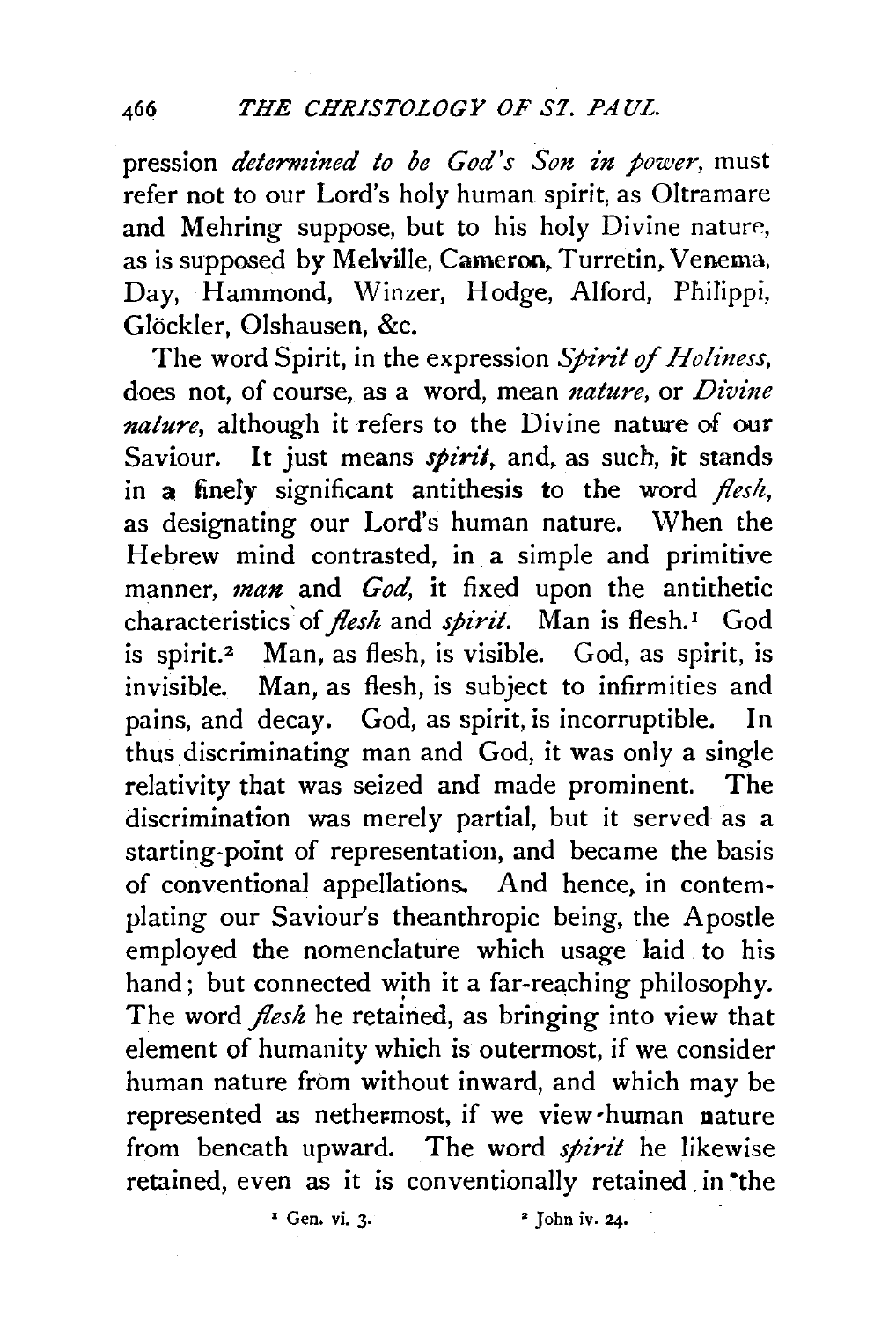pression *determined to be God's Son in power*, must refer not to our Lord's holy human spirit, as Oltramare and Mehring suppose, but to his holy Divine nature, as is supposed by Melville, Cameron, Turretin, Venema, Day, Hammond, Winzer, Hodge, Alford, Philippi, Glöckler, Olshausen, &c.

The word Spirit, in the expression *Spirit of Holiness*, does not, of course, as a word, mean *nature*, or *Divine nature*, although it refers to the Divine nature of our Saviour. It just means *spirit*, and, as such, it stands in a finely significant antithesis to the word *flesh*, as designating our Lord's human nature. When the Hebrew mind contrasted, in a simple and primitive manner, *man* and *God*, it fixed upon the antithetic characteristics of *flesh* and *spirit*. Man is flesh.[1] God is spirit.[2] Man, as flesh, is visible. God, as spirit, is invisible. Man, as flesh, is subject to infirmities and pains, and decay. God, as spirit, is incorruptible. In thus discriminating man and God, it was only a single relativity that was seized and made prominent. The discrimination was merely partial, but it served as a starting-point of representation, and became the basis of conventional appellations. And hence, in contemplating our Saviour's theanthropic being, the Apostle employed the nomenclature which usage laid to his hand; but connected with it a far-reaching philosophy. The word *flesh* he retained, as bringing into view that element of humanity which is outermost, if we consider human nature from without inward, and which may be represented as nethermost, if we view human nature from beneath upward. The word *spirit* he likewise retained, even as it is conventionally retained in the

[1] Gen. vi. 3.

[2] John iv. 24.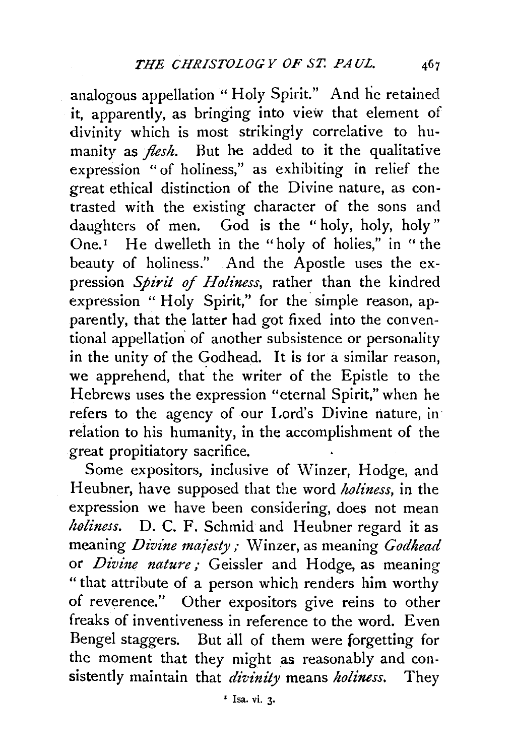analogous appellation "Holy Spirit." And he retained it, apparently, as bringing into view that element of divinity which is most strikingly correlative to humanity as *flesh*. But he added to it the qualitative expression "of holiness," as exhibiting in relief the great ethical distinction of the Divine nature, as contrasted with the existing character of the sons and daughters of men. God is the "holy, holy, holy" One.[1] He dwelleth in the "holy of holies," in "the beauty of holiness." And the Apostle uses the expression *Spirit of Holiness*, rather than the kindred expression "Holy Spirit," for the simple reason, apparently, that the latter had got fixed into the conventional appellation of another subsistence or personality in the unity of the Godhead. It is for a similar reason, we apprehend, that the writer of the Epistle to the Hebrews uses the expression "eternal Spirit," when he refers to the agency of our Lord's Divine nature, in relation to his humanity, in the accomplishment of the great propitiatory sacrifice.

Some expositors, inclusive of Winzer, Hodge, and Heubner, have supposed that the word *holiness*, in the expression we have been considering, does not mean *holiness*. D. C. F. Schmid and Heubner regard it as meaning *Divine majesty;* Winzer, as meaning *Godhead* or *Divine nature;* Geissler and Hodge, as meaning "that attribute of a person which renders him worthy of reverence." Other expositors give reins to other freaks of inventiveness in reference to the word. Even Bengel staggers. But all of them were forgetting for the moment that they might as reasonably and consistently maintain that *divinity* means *holiness*. They

[1] Isa. vi. 3.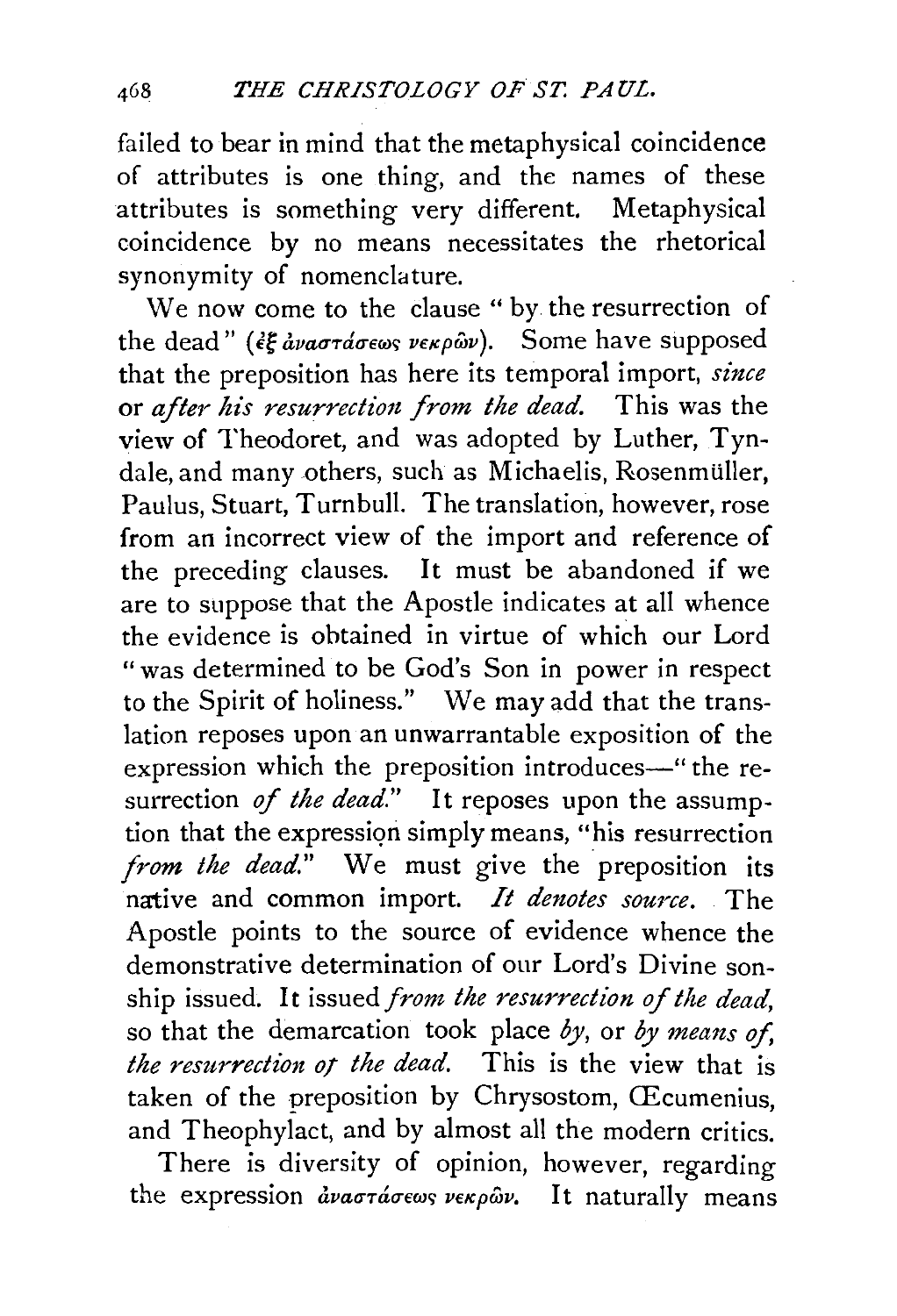failed to bear in mind that the metaphysical coincidence of attributes is one thing, and the names of these attributes is something very different. Metaphysical coincidence by no means necessitates the rhetorical synonymity of nomenclature.

We now come to the clause "by the resurrection of the dead" (ἐξ ἀναστάσεως νεκρῶν). Some have supposed that the preposition has here its temporal import, *since* or *after his resurrection from the dead.* This was the view of Theodoret, and was adopted by Luther, Tyndale, and many others, such as Michaelis, Rosenmüller, Paulus, Stuart, Turnbull. The translation, however, rose from an incorrect view of the import and reference of the preceding clauses. It must be abandoned if we are to suppose that the Apostle indicates at all whence the evidence is obtained in virtue of which our Lord "was determined to be God's Son in power in respect to the Spirit of holiness." We may add that the translation reposes upon an unwarrantable exposition of the expression which the preposition introduces—"the resurrection *of the dead.*" It reposes upon the assumption that the expression simply means, "his resurrection *from the dead.*" We must give the preposition its native and common import. *It denotes source.* The Apostle points to the source of evidence whence the demonstrative determination of our Lord's Divine sonship issued. It issued *from the resurrection of the dead,* so that the demarcation took place *by,* or *by means of, the resurrection of the dead.* This is the view that is taken of the preposition by Chrysostom, Œcumenius, and Theophylact, and by almost all the modern critics.

There is diversity of opinion, however, regarding the expression ἀναστάσεως νεκρῶν. It naturally means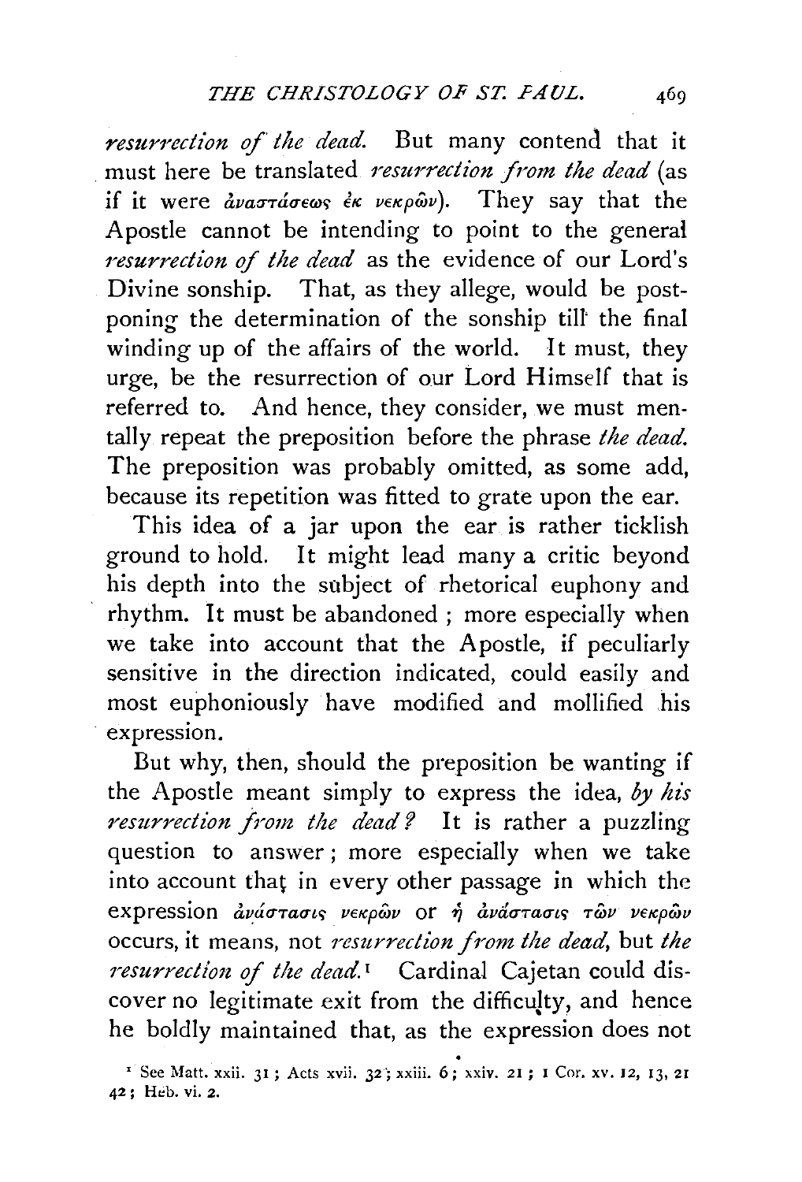*resurrection of the dead.* But many contend that it must here be translated *resurrection from the dead* (as if it were ἀναστάσεως ἐκ νεκρῶν). They say that the Apostle cannot be intending to point to the general *resurrection of the dead* as the evidence of our Lord's Divine sonship. That, as they allege, would be postponing the determination of the sonship till the final winding up of the affairs of the world. It must, they urge, be the resurrection of our Lord Himself that is referred to. And hence, they consider, we must mentally repeat the preposition before the phrase *the dead.* The preposition was probably omitted, as some add, because its repetition was fitted to grate upon the ear.

This idea of a jar upon the ear is rather ticklish ground to hold. It might lead many a critic beyond his depth into the subject of rhetorical euphony and rhythm. It must be abandoned; more especially when we take into account that the Apostle, if peculiarly sensitive in the direction indicated, could easily and most euphoniously have modified and mollified his expression.

But why, then, should the preposition be wanting if the Apostle meant simply to express the idea, *by his resurrection from the dead?* It is rather a puzzling question to answer; more especially when we take into account that in every other passage in which the expression ἀνάστασις νεκρῶν or ἡ ἀνάστασις τῶν νεκρῶν occurs, it means, not *resurrection from the dead,* but *the resurrection of the dead.*[1] Cardinal Cajetan could discover no legitimate exit from the difficulty, and hence he boldly maintained that, as the expression does not

[1] See Matt. xxii. 31; Acts xvii. 32; xxiii. 6; xxiv. 21; 1 Cor. xv. 12, 13, 21 42; Heb. vi. 2.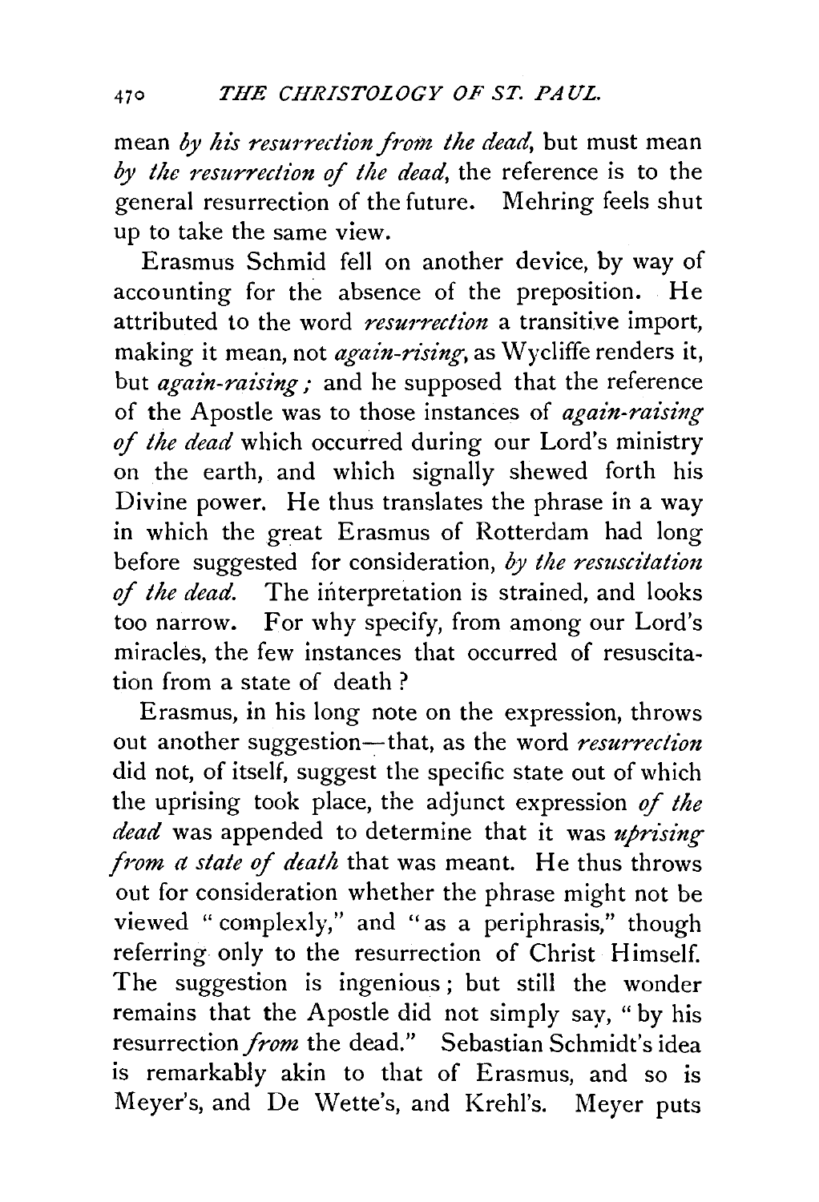mean *by his resurrection from the dead*, but must mean *by the resurrection of the dead*, the reference is to the general resurrection of the future. Mehring feels shut up to take the same view.

Erasmus Schmid fell on another device, by way of accounting for the absence of the preposition. He attributed to the word *resurrection* a transitive import, making it mean, not *again-rising*, as Wycliffe renders it, but *again-raising*; and he supposed that the reference of the Apostle was to those instances of *again-raising of the dead* which occurred during our Lord's ministry on the earth, and which signally shewed forth his Divine power. He thus translates the phrase in a way in which the great Erasmus of Rotterdam had long before suggested for consideration, *by the resuscitation of the dead.* The interpretation is strained, and looks too narrow. For why specify, from among our Lord's miracles, the few instances that occurred of resuscitation from a state of death?

Erasmus, in his long note on the expression, throws out another suggestion—that, as the word *resurrection* did not, of itself, suggest the specific state out of which the uprising took place, the adjunct expression *of the dead* was appended to determine that it was *uprising from a state of death* that was meant. He thus throws out for consideration whether the phrase might not be viewed "complexly," and "as a periphrasis," though referring only to the resurrection of Christ Himself. The suggestion is ingenious; but still the wonder remains that the Apostle did not simply say, "by his resurrection *from* the dead." Sebastian Schmidt's idea is remarkably akin to that of Erasmus, and so is Meyer's, and De Wette's, and Krehl's. Meyer puts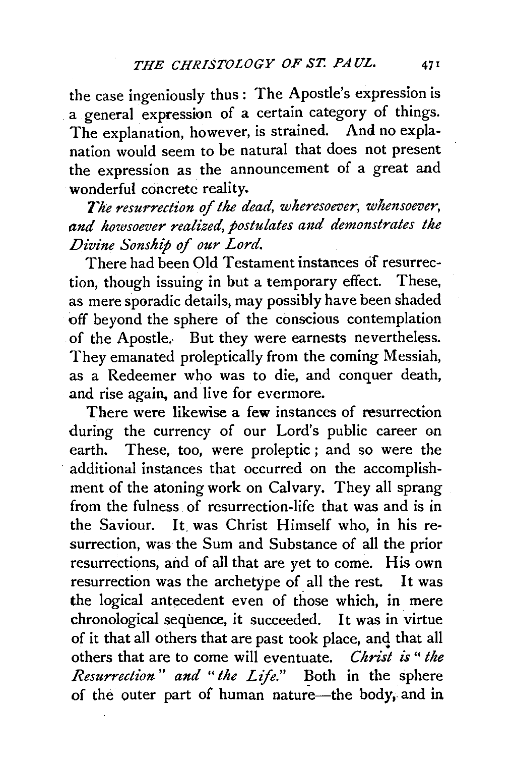the case ingeniously thus: The Apostle's expression is a general expression of a certain category of things. The explanation, however, is strained. And no explanation would seem to be natural that does not present the expression as the announcement of a great and wonderful concrete reality.

*The resurrection of the dead, wheresoever, whensoever, and howsoever realized, postulates and demonstrates the Divine Sonship of our Lord.*

There had been Old Testament instances of resurrection, though issuing in but a temporary effect. These, as mere sporadic details, may possibly have been shaded off beyond the sphere of the conscious contemplation of the Apostle. But they were earnests nevertheless. They emanated proleptically from the coming Messiah, as a Redeemer who was to die, and conquer death, and rise again, and live for evermore.

There were likewise a few instances of resurrection during the currency of our Lord's public career on earth. These, too, were proleptic; and so were the additional instances that occurred on the accomplishment of the atoning work on Calvary. They all sprang from the fulness of resurrection-life that was and is in the Saviour. It was Christ Himself who, in his resurrection, was the Sum and Substance of all the prior resurrections, and of all that are yet to come. His own resurrection was the archetype of all the rest. It was the logical antecedent even of those which, in mere chronological sequence, it succeeded. It was in virtue of it that all others that are past took place, and that all others that are to come will eventuate. *Christ is "the Resurrection" and "the Life."* Both in the sphere of the outer part of human nature—the body, and in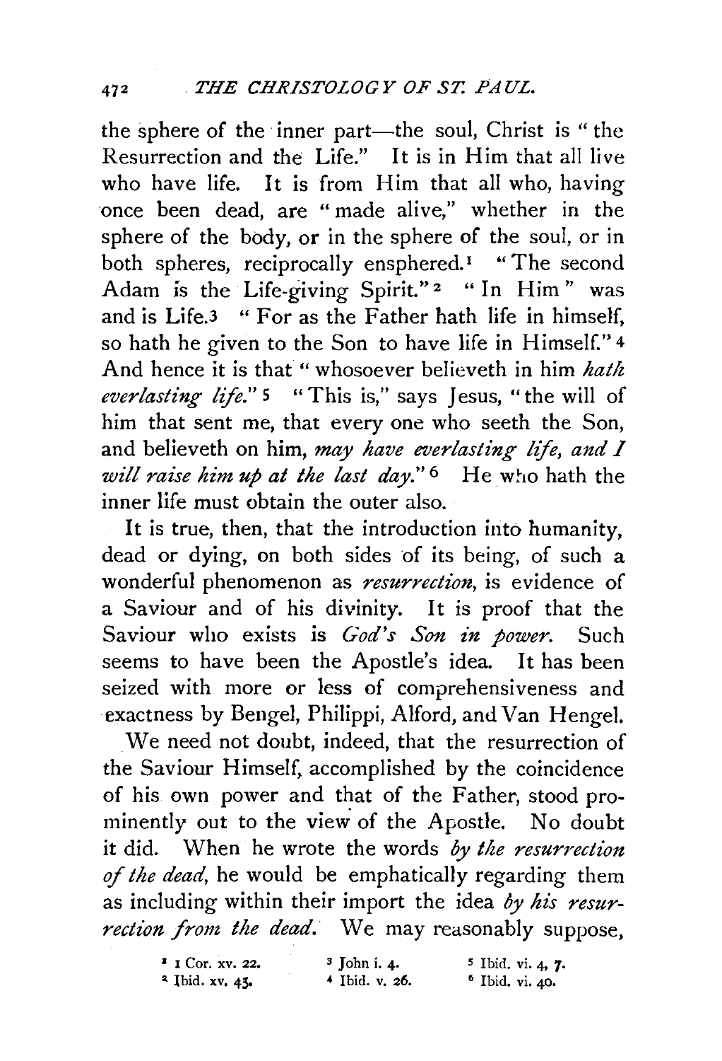the sphere of the inner part—the soul, Christ is "the Resurrection and the Life." It is in Him that all live who have life. It is from Him that all who, having once been dead, are "made alive," whether in the sphere of the body, or in the sphere of the soul, or in both spheres, reciprocally ensphered.[1] "The second Adam is the Life-giving Spirit."[2] "In Him" was and is Life.[3] "For as the Father hath life in himself, so hath he given to the Son to have life in Himself."[4] And hence it is that "whosoever believeth in him *hath everlasting life*."[5] "This is," says Jesus, "the will of him that sent me, that every one who seeth the Son, and believeth on him, *may have everlasting life, and I will raise him up at the last day*."[6] He who hath the inner life must obtain the outer also.

It is true, then, that the introduction into humanity, dead or dying, on both sides of its being, of such a wonderful phenomenon as *resurrection*, is evidence of a Saviour and of his divinity. It is proof that the Saviour who exists is *God's Son in power*. Such seems to have been the Apostle's idea. It has been seized with more or less of comprehensiveness and exactness by Bengel, Philippi, Alford, and Van Hengel.

We need not doubt, indeed, that the resurrection of the Saviour Himself, accomplished by the coincidence of his own power and that of the Father, stood prominently out to the view of the Apostle. No doubt it did. When he wrote the words *by the resurrection of the dead*, he would be emphatically regarding them as including within their import the idea *by his resurrection from the dead*. We may reasonably suppose,

[1] 1 Cor. xv. 22.
[2] Ibid. xv. 45.
[3] John i. 4.
[4] Ibid. v. 26.
[5] Ibid. vi. 4, 7.
[6] Ibid. vi. 40.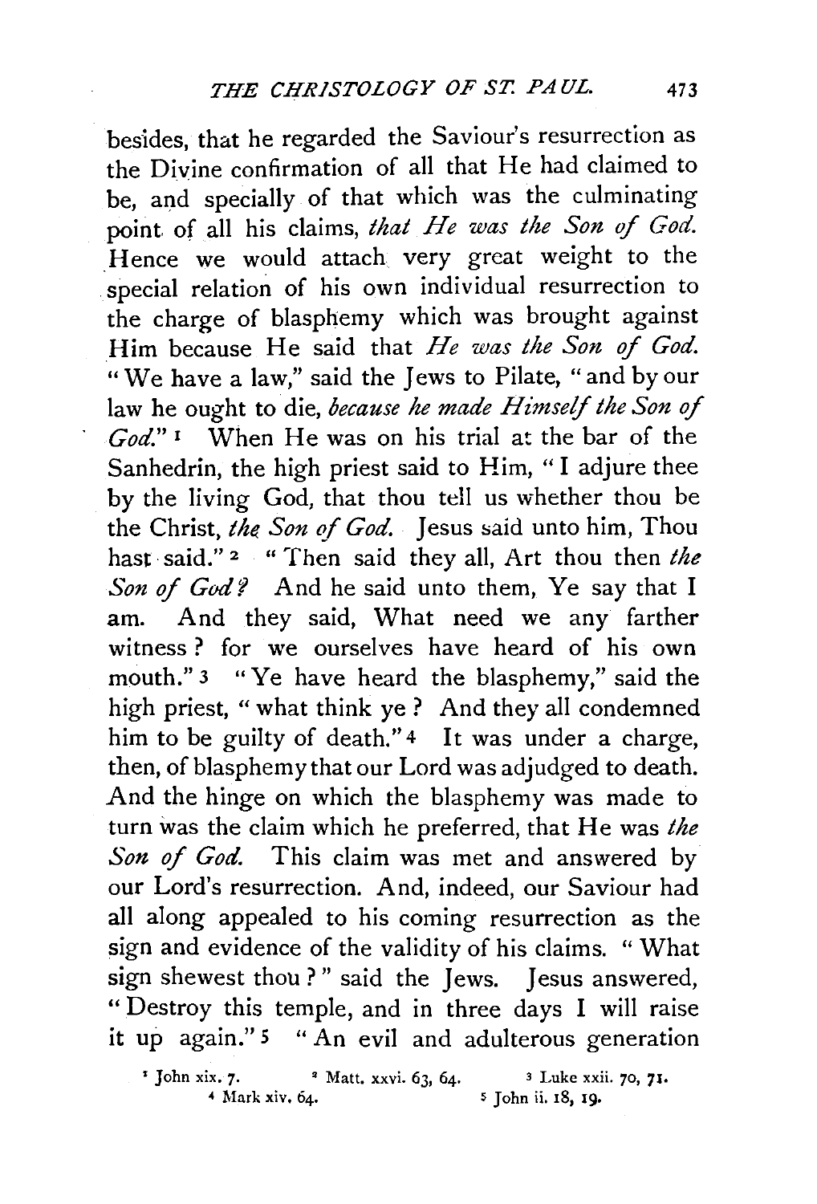besides, that he regarded the Saviour's resurrection as the Divine confirmation of all that He had claimed to be, and specially of that which was the culminating point of all his claims, *that He was the Son of God.* Hence we would attach very great weight to the special relation of his own individual resurrection to the charge of blasphemy which was brought against Him because He said that *He was the Son of God.* "We have a law," said the Jews to Pilate, "and by our law he ought to die, *because he made Himself the Son of God.*"[1] When He was on his trial at the bar of the Sanhedrin, the high priest said to Him, "I adjure thee by the living God, that thou tell us whether thou be the Christ, *the Son of God.* Jesus said unto him, Thou hast said."[2] "Then said they all, Art thou then *the Son of God?* And he said unto them, Ye say that I am. And they said, What need we any farther witness? for we ourselves have heard of his own mouth."[3] "Ye have heard the blasphemy," said the high priest, "what think ye? And they all condemned him to be guilty of death."[4] It was under a charge, then, of blasphemy that our Lord was adjudged to death. And the hinge on which the blasphemy was made to turn was the claim which he preferred, that He was *the Son of God.* This claim was met and answered by our Lord's resurrection. And, indeed, our Saviour had all along appealed to his coming resurrection as the sign and evidence of the validity of his claims. "What sign shewest thou?" said the Jews. Jesus answered, "Destroy this temple, and in three days I will raise it up again."[5] "An evil and adulterous generation

[1] John xix. 7. [2] Matt. xxvi. 63, 64. [3] Luke xxii. 70, 71. [4] Mark xiv. 64. [5] John ii. 18, 19.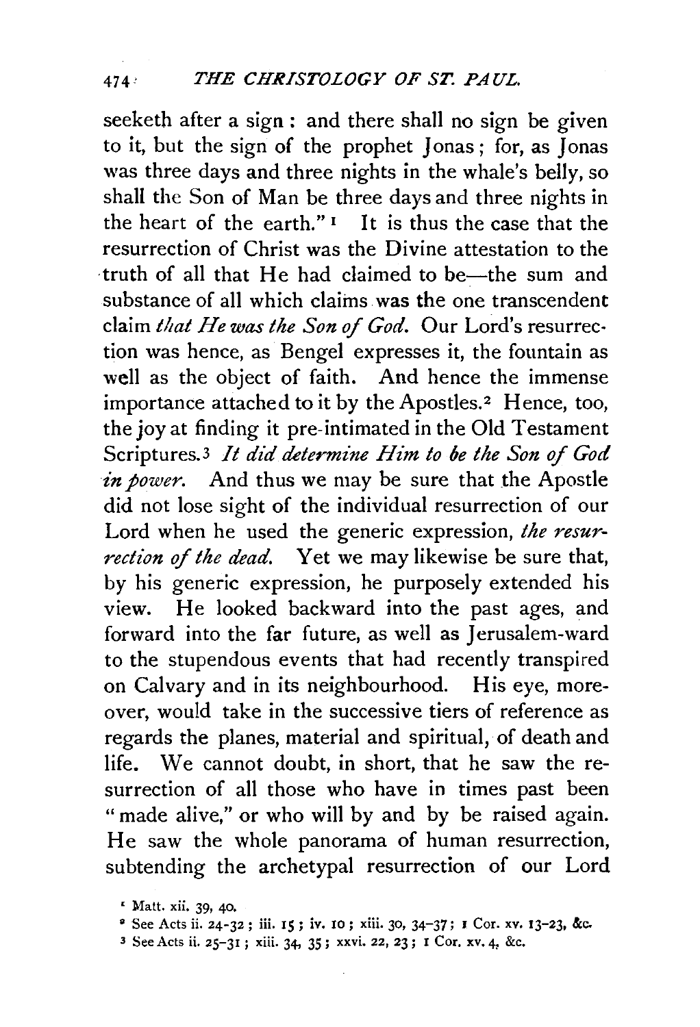seeketh after a sign: and there shall no sign be given to it, but the sign of the prophet Jonas; for, as Jonas was three days and three nights in the whale's belly, so shall the Son of Man be three days and three nights in the heart of the earth."[1] It is thus the case that the resurrection of Christ was the Divine attestation to the truth of all that He had claimed to be—the sum and substance of all which claims was the one transcendent claim *that He was the Son of God.* Our Lord's resurrection was hence, as Bengel expresses it, the fountain as well as the object of faith. And hence the immense importance attached to it by the Apostles.[2] Hence, too, the joy at finding it pre-intimated in the Old Testament Scriptures.[3] *It did determine Him to be the Son of God in power.* And thus we may be sure that the Apostle did not lose sight of the individual resurrection of our Lord when he used the generic expression, *the resurrection of the dead.* Yet we may likewise be sure that, by his generic expression, he purposely extended his view. He looked backward into the past ages, and forward into the far future, as well as Jerusalem-ward to the stupendous events that had recently transpired on Calvary and in its neighbourhood. His eye, moreover, would take in the successive tiers of reference as regards the planes, material and spiritual, of death and life. We cannot doubt, in short, that he saw the resurrection of all those who have in times past been "made alive," or who will by and by be raised again. He saw the whole panorama of human resurrection, subtending the archetypal resurrection of our Lord

[1] Matt. xii. 39, 40.

[2] See Acts ii. 24-32; iii. 15; iv. 10; xiii. 30, 34-37; 1 Cor. xv. 13-23, &c.

[3] See Acts ii. 25-31; xiii. 34, 35; xxvi. 22, 23; 1 Cor. xv. 4, &c.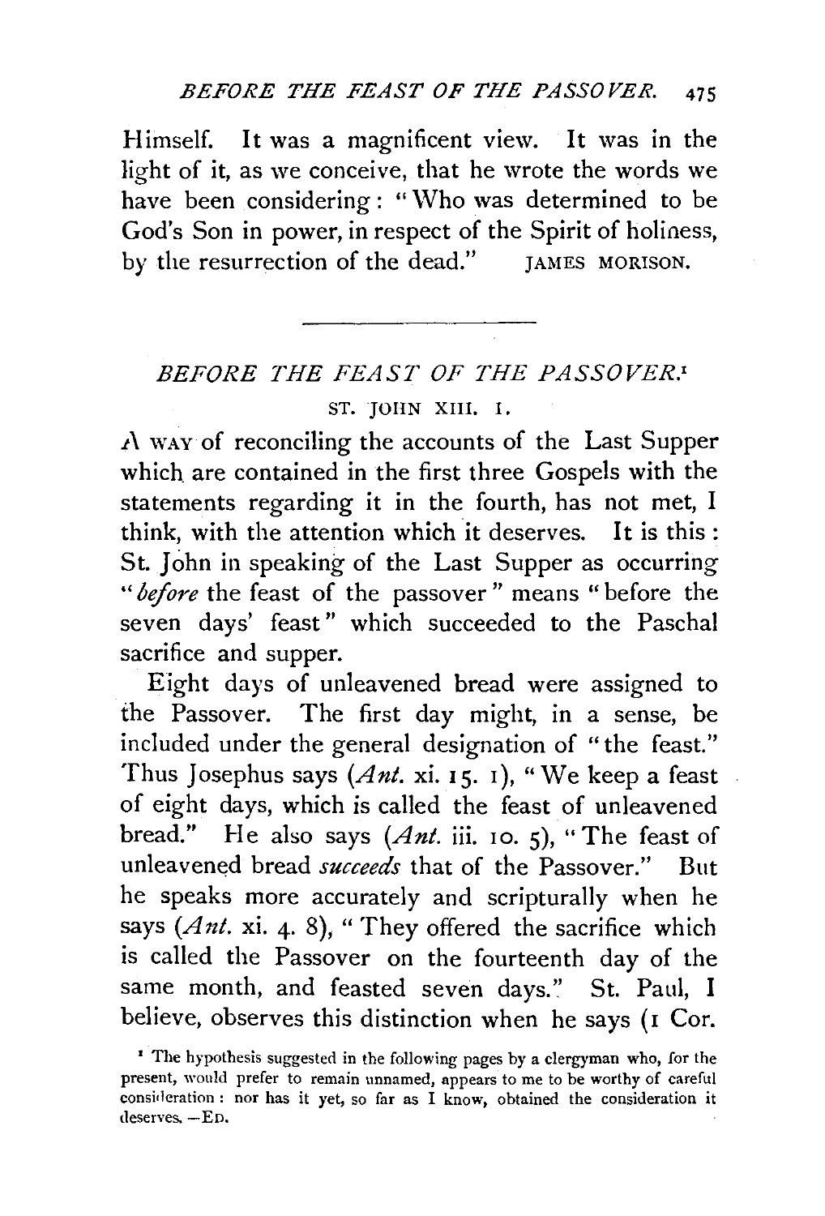Himself. It was a magnificent view. It was in the light of it, as we conceive, that he wrote the words we have been considering: "Who was determined to be God's Son in power, in respect of the Spirit of holiness, by the resurrection of the dead." JAMES MORISON.

---

## *BEFORE THE FEAST OF THE PASSOVER.*[1]

ST. JOHN XIII. 1.

A WAY of reconciling the accounts of the Last Supper which are contained in the first three Gospels with the statements regarding it in the fourth, has not met, I think, with the attention which it deserves. It is this: St. John in speaking of the Last Supper as occurring "*before* the feast of the passover" means "before the seven days' feast" which succeeded to the Paschal sacrifice and supper.

Eight days of unleavened bread were assigned to the Passover. The first day might, in a sense, be included under the general designation of "the feast." Thus Josephus says (*Ant.* xi. 15. 1), "We keep a feast of eight days, which is called the feast of unleavened bread." He also says (*Ant.* iii. 10. 5), "The feast of unleavened bread *succeeds* that of the Passover." But he speaks more accurately and scripturally when he says (*Ant.* xi. 4. 8), "They offered the sacrifice which is called the Passover on the fourteenth day of the same month, and feasted seven days." St. Paul, I believe, observes this distinction when he says (1 Cor.

[1] The hypothesis suggested in the following pages by a clergyman who, for the present, would prefer to remain unnamed, appears to me to be worthy of careful consideration: nor has it yet, so far as I know, obtained the consideration it deserves. —ED.